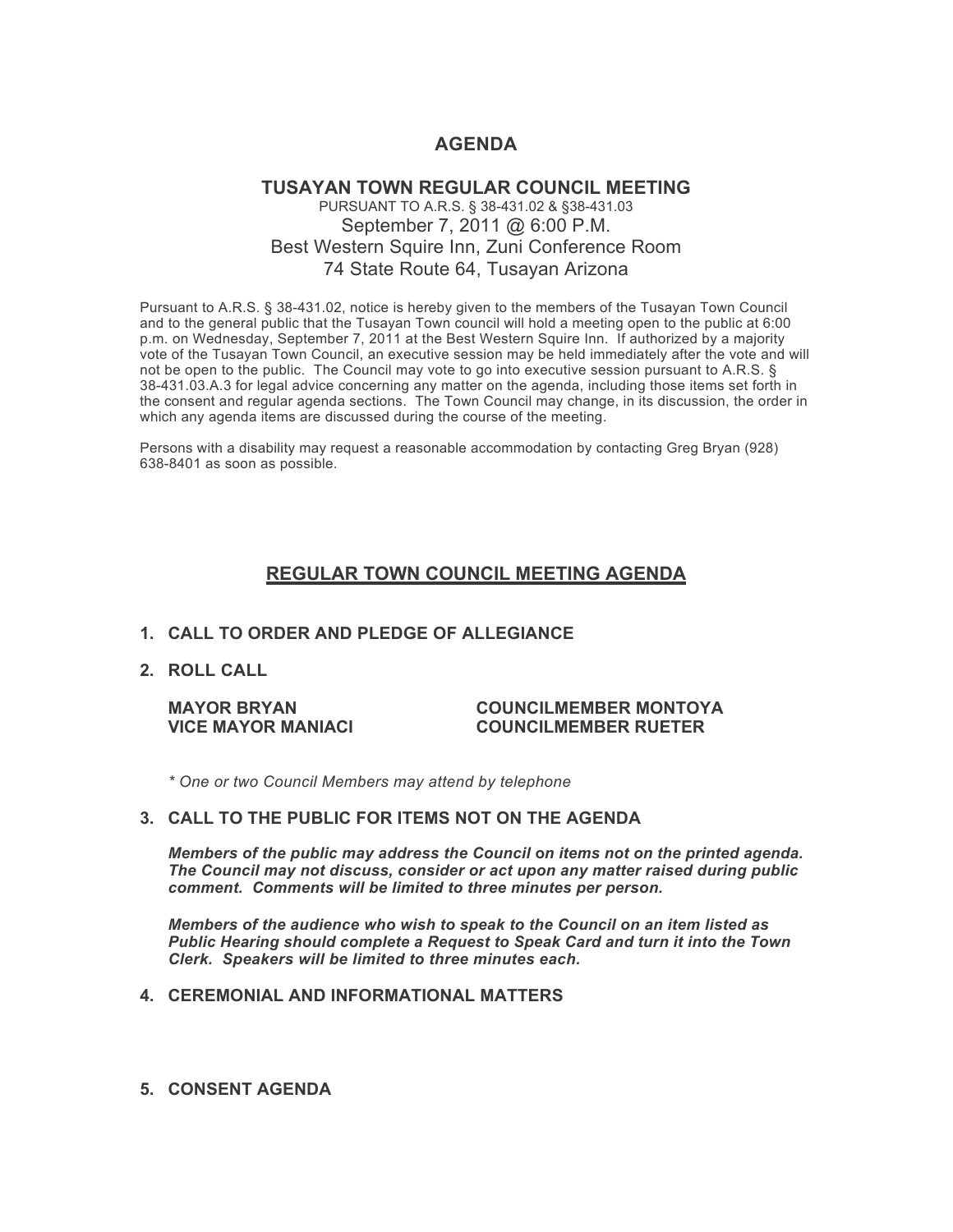# AGENDA

## TUSAYAN TOWN REGULAR COUNCIL MEETING

PURSUANT TO A.R.S. § 38-431.02 & §38-431.03

September 7, 2011 @ 6:00 P.M.
Best Western Squire Inn, Zuni Conference Room
74 State Route 64, Tusayan Arizona

Pursuant to A.R.S. § 38-431.02, notice is hereby given to the members of the Tusayan Town Council and to the general public that the Tusayan Town council will hold a meeting open to the public at 6:00 p.m. on Wednesday, September 7, 2011 at the Best Western Squire Inn. If authorized by a majority vote of the Tusayan Town Council, an executive session may be held immediately after the vote and will not be open to the public. The Council may vote to go into executive session pursuant to A.R.S. § 38-431.03.A.3 for legal advice concerning any matter on the agenda, including those items set forth in the consent and regular agenda sections. The Town Council may change, in its discussion, the order in which any agenda items are discussed during the course of the meeting.

Persons with a disability may request a reasonable accommodation by contacting Greg Bryan (928) 638-8401 as soon as possible.

## REGULAR TOWN COUNCIL MEETING AGENDA

**1. CALL TO ORDER AND PLEDGE OF ALLEGIANCE**

**2. ROLL CALL**

**MAYOR BRYAN**
**VICE MAYOR MANIACI**
**COUNCILMEMBER MONTOYA**
**COUNCILMEMBER RUETER**

*\* One or two Council Members may attend by telephone*

**3. CALL TO THE PUBLIC FOR ITEMS NOT ON THE AGENDA**

***Members of the public may address the Council on items not on the printed agenda. The Council may not discuss, consider or act upon any matter raised during public comment. Comments will be limited to three minutes per person.***

***Members of the audience who wish to speak to the Council on an item listed as Public Hearing should complete a Request to Speak Card and turn it into the Town Clerk. Speakers will be limited to three minutes each.***

**4. CEREMONIAL AND INFORMATIONAL MATTERS**

**5. CONSENT AGENDA**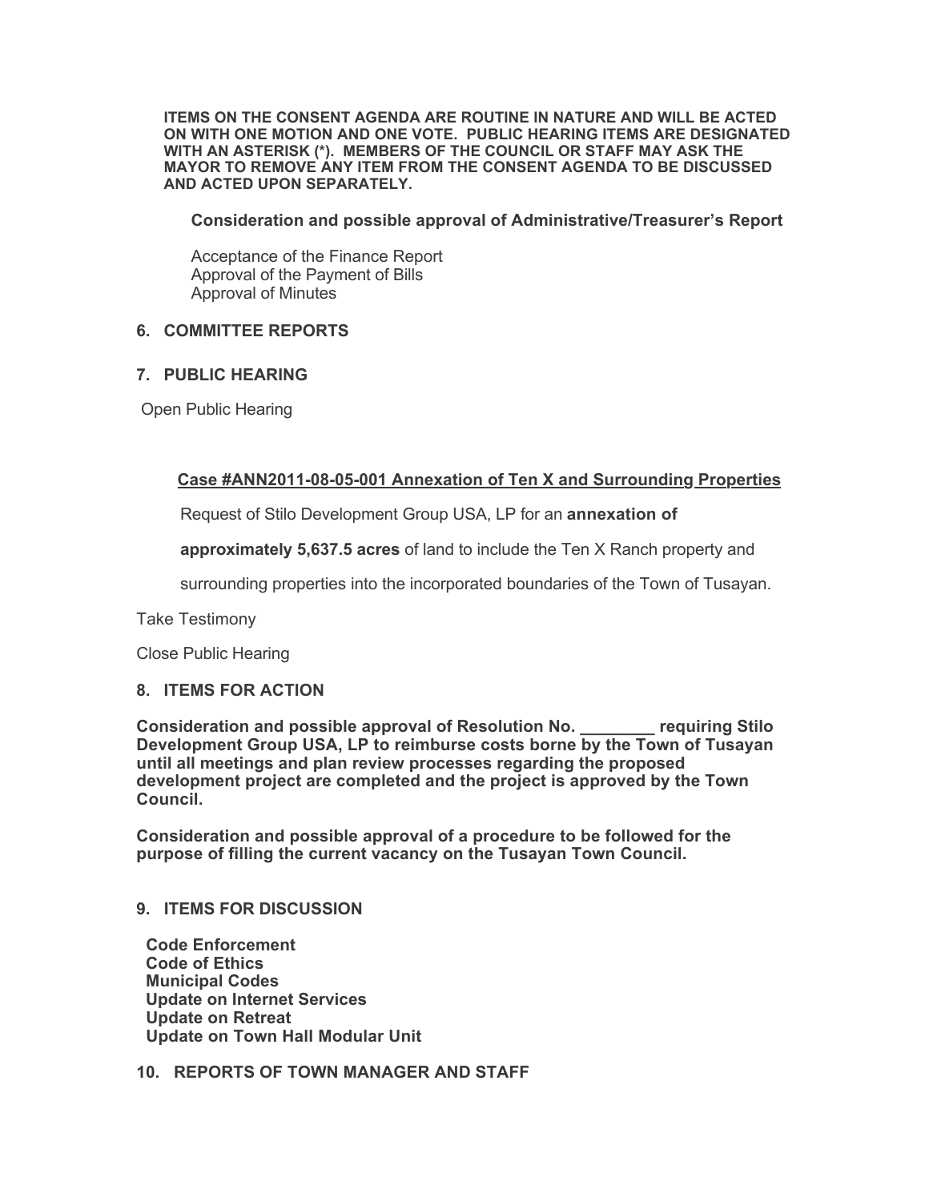**ITEMS ON THE CONSENT AGENDA ARE ROUTINE IN NATURE AND WILL BE ACTED ON WITH ONE MOTION AND ONE VOTE. PUBLIC HEARING ITEMS ARE DESIGNATED WITH AN ASTERISK (*). MEMBERS OF THE COUNCIL OR STAFF MAY ASK THE MAYOR TO REMOVE ANY ITEM FROM THE CONSENT AGENDA TO BE DISCUSSED AND ACTED UPON SEPARATELY.**

**Consideration and possible approval of Administrative/Treasurer's Report**

Acceptance of the Finance Report
Approval of the Payment of Bills
Approval of Minutes

## 6. COMMITTEE REPORTS

## 7. PUBLIC HEARING

Open Public Hearing

**Case #ANN2011-08-05-001 Annexation of Ten X and Surrounding Properties**

Request of Stilo Development Group USA, LP for an **annexation of approximately 5,637.5 acres** of land to include the Ten X Ranch property and surrounding properties into the incorporated boundaries of the Town of Tusayan.

Take Testimony

Close Public Hearing

## 8. ITEMS FOR ACTION

**Consideration and possible approval of Resolution No. ________ requiring Stilo Development Group USA, LP to reimburse costs borne by the Town of Tusayan until all meetings and plan review processes regarding the proposed development project are completed and the project is approved by the Town Council.**

**Consideration and possible approval of a procedure to be followed for the purpose of filling the current vacancy on the Tusayan Town Council.**

## 9. ITEMS FOR DISCUSSION

**Code Enforcement**
**Code of Ethics**
**Municipal Codes**
**Update on Internet Services**
**Update on Retreat**
**Update on Town Hall Modular Unit**

## 10. REPORTS OF TOWN MANAGER AND STAFF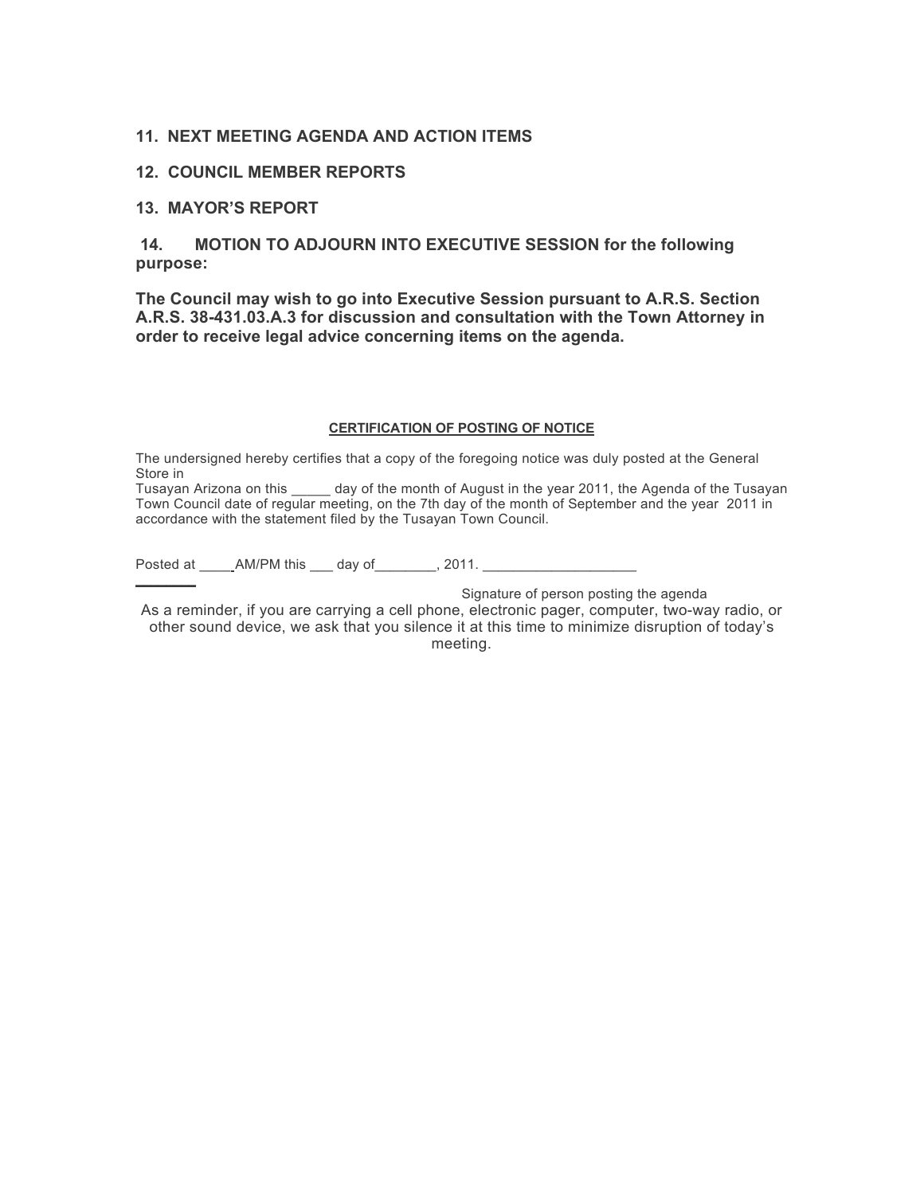**11. NEXT MEETING AGENDA AND ACTION ITEMS**

**12. COUNCIL MEMBER REPORTS**

**13. MAYOR'S REPORT**

**14. MOTION TO ADJOURN INTO EXECUTIVE SESSION for the following purpose:**

**The Council may wish to go into Executive Session pursuant to A.R.S. Section A.R.S. 38-431.03.A.3 for discussion and consultation with the Town Attorney in order to receive legal advice concerning items on the agenda.**

**CERTIFICATION OF POSTING OF NOTICE**

The undersigned hereby certifies that a copy of the foregoing notice was duly posted at the General Store in Tusayan Arizona on this _____ day of the month of August in the year 2011, the Agenda of the Tusayan Town Council date of regular meeting, on the 7th day of the month of September and the year 2011 in accordance with the statement filed by the Tusayan Town Council.

Posted at _____ AM/PM this ___ day of________, 2011. ____________________

Signature of person posting the agenda

As a reminder, if you are carrying a cell phone, electronic pager, computer, two-way radio, or other sound device, we ask that you silence it at this time to minimize disruption of today's meeting.